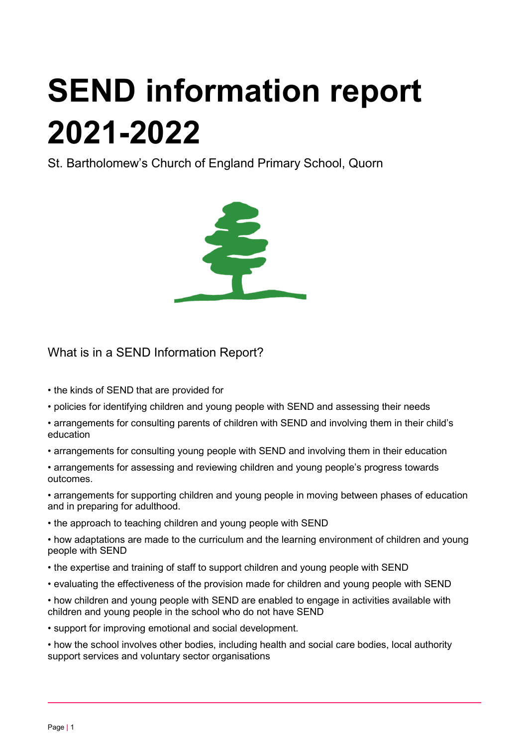# SEND information report 2021-2022

St. Bartholomew's Church of England Primary School, Quorn

## What is in a SEND Information Report?

- the kinds of SEND that are provided for
- policies for identifying children and young people with SEND and assessing their needs
- arrangements for consulting parents of children with SEND and involving them in their child's education
- arrangements for consulting young people with SEND and involving them in their education
- arrangements for assessing and reviewing children and young people's progress towards outcomes.
- arrangements for supporting children and young people in moving between phases of education and in preparing for adulthood.
- the approach to teaching children and young people with SEND
- how adaptations are made to the curriculum and the learning environment of children and young people with SEND
- the expertise and training of staff to support children and young people with SEND
- evaluating the effectiveness of the provision made for children and young people with SEND
- how children and young people with SEND are enabled to engage in activities available with children and young people in the school who do not have SEND
- support for improving emotional and social development.
- how the school involves other bodies, including health and social care bodies, local authority support services and voluntary sector organisations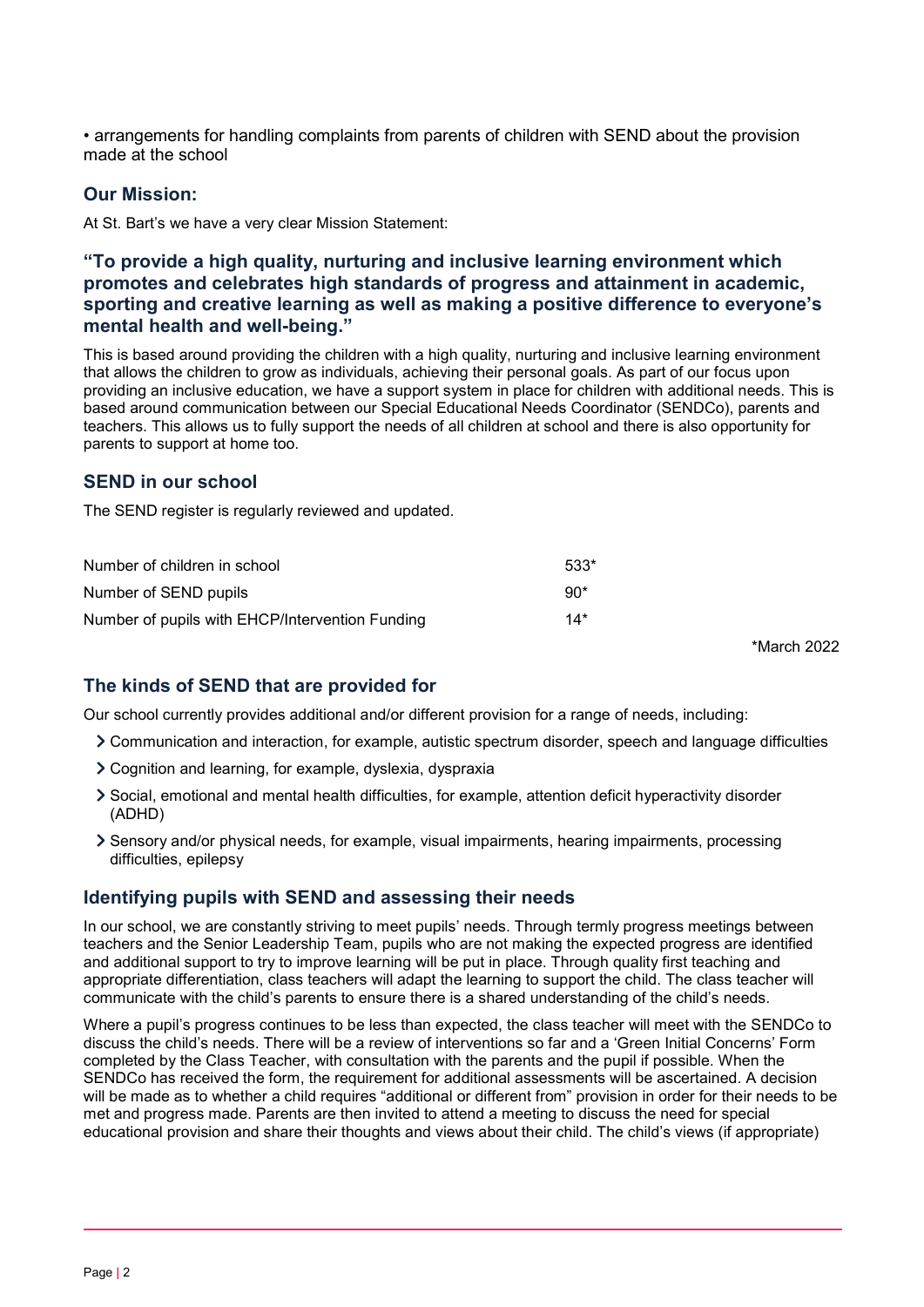- arrangements for handling complaints from parents of children with SEND about the provision made at the school

## Our Mission:

At St. Bart's we have a very clear Mission Statement:

### "To provide a high quality, nurturing and inclusive learning environment which promotes and celebrates high standards of progress and attainment in academic, sporting and creative learning as well as making a positive difference to everyone's mental health and well-being."

This is based around providing the children with a high quality, nurturing and inclusive learning environment that allows the children to grow as individuals, achieving their personal goals. As part of our focus upon providing an inclusive education, we have a support system in place for children with additional needs. This is based around communication between our Special Educational Needs Coordinator (SENDCo), parents and teachers. This allows us to fully support the needs of all children at school and there is also opportunity for parents to support at home too.

## SEND in our school

The SEND register is regularly reviewed and updated.

| | |
|---|---|
| Number of children in school | 533* |
| Number of SEND pupils | 90* |
| Number of pupils with EHCP/Intervention Funding | 14* |

*March 2022

## The kinds of SEND that are provided for

Our school currently provides additional and/or different provision for a range of needs, including:

- Communication and interaction, for example, autistic spectrum disorder, speech and language difficulties
- Cognition and learning, for example, dyslexia, dyspraxia
- Social, emotional and mental health difficulties, for example, attention deficit hyperactivity disorder (ADHD)
- Sensory and/or physical needs, for example, visual impairments, hearing impairments, processing difficulties, epilepsy

## Identifying pupils with SEND and assessing their needs

In our school, we are constantly striving to meet pupils' needs. Through termly progress meetings between teachers and the Senior Leadership Team, pupils who are not making the expected progress are identified and additional support to try to improve learning will be put in place. Through quality first teaching and appropriate differentiation, class teachers will adapt the learning to support the child. The class teacher will communicate with the child's parents to ensure there is a shared understanding of the child's needs.

Where a pupil's progress continues to be less than expected, the class teacher will meet with the SENDCo to discuss the child's needs. There will be a review of interventions so far and a 'Green Initial Concerns' Form completed by the Class Teacher, with consultation with the parents and the pupil if possible. When the SENDCo has received the form, the requirement for additional assessments will be ascertained. A decision will be made as to whether a child requires "additional or different from" provision in order for their needs to be met and progress made. Parents are then invited to attend a meeting to discuss the need for special educational provision and share their thoughts and views about their child. The child's views (if appropriate)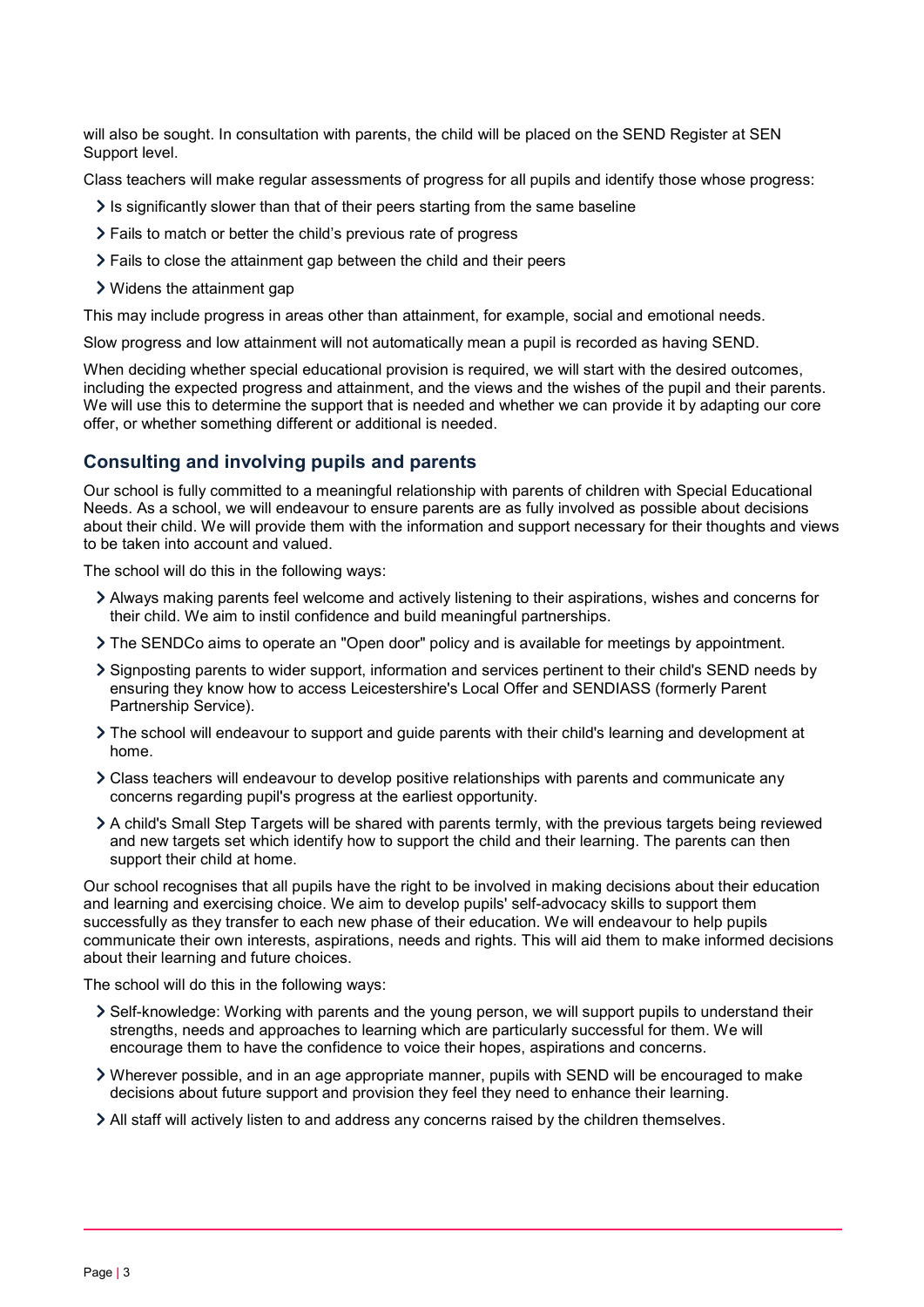will also be sought. In consultation with parents, the child will be placed on the SEND Register at SEN Support level.

Class teachers will make regular assessments of progress for all pupils and identify those whose progress:

- Is significantly slower than that of their peers starting from the same baseline
- Fails to match or better the child's previous rate of progress
- Fails to close the attainment gap between the child and their peers
- Widens the attainment gap

This may include progress in areas other than attainment, for example, social and emotional needs.

Slow progress and low attainment will not automatically mean a pupil is recorded as having SEND.

When deciding whether special educational provision is required, we will start with the desired outcomes, including the expected progress and attainment, and the views and the wishes of the pupil and their parents. We will use this to determine the support that is needed and whether we can provide it by adapting our core offer, or whether something different or additional is needed.

## Consulting and involving pupils and parents

Our school is fully committed to a meaningful relationship with parents of children with Special Educational Needs. As a school, we will endeavour to ensure parents are as fully involved as possible about decisions about their child. We will provide them with the information and support necessary for their thoughts and views to be taken into account and valued.

The school will do this in the following ways:

- Always making parents feel welcome and actively listening to their aspirations, wishes and concerns for their child. We aim to instil confidence and build meaningful partnerships.
- The SENDCo aims to operate an "Open door" policy and is available for meetings by appointment.
- Signposting parents to wider support, information and services pertinent to their child's SEND needs by ensuring they know how to access Leicestershire's Local Offer and SENDIASS (formerly Parent Partnership Service).
- The school will endeavour to support and guide parents with their child's learning and development at home.
- Class teachers will endeavour to develop positive relationships with parents and communicate any concerns regarding pupil's progress at the earliest opportunity.
- A child's Small Step Targets will be shared with parents termly, with the previous targets being reviewed and new targets set which identify how to support the child and their learning. The parents can then support their child at home.

Our school recognises that all pupils have the right to be involved in making decisions about their education and learning and exercising choice. We aim to develop pupils' self-advocacy skills to support them successfully as they transfer to each new phase of their education. We will endeavour to help pupils communicate their own interests, aspirations, needs and rights. This will aid them to make informed decisions about their learning and future choices.

The school will do this in the following ways:

- Self-knowledge: Working with parents and the young person, we will support pupils to understand their strengths, needs and approaches to learning which are particularly successful for them. We will encourage them to have the confidence to voice their hopes, aspirations and concerns.
- Wherever possible, and in an age appropriate manner, pupils with SEND will be encouraged to make decisions about future support and provision they feel they need to enhance their learning.
- All staff will actively listen to and address any concerns raised by the children themselves.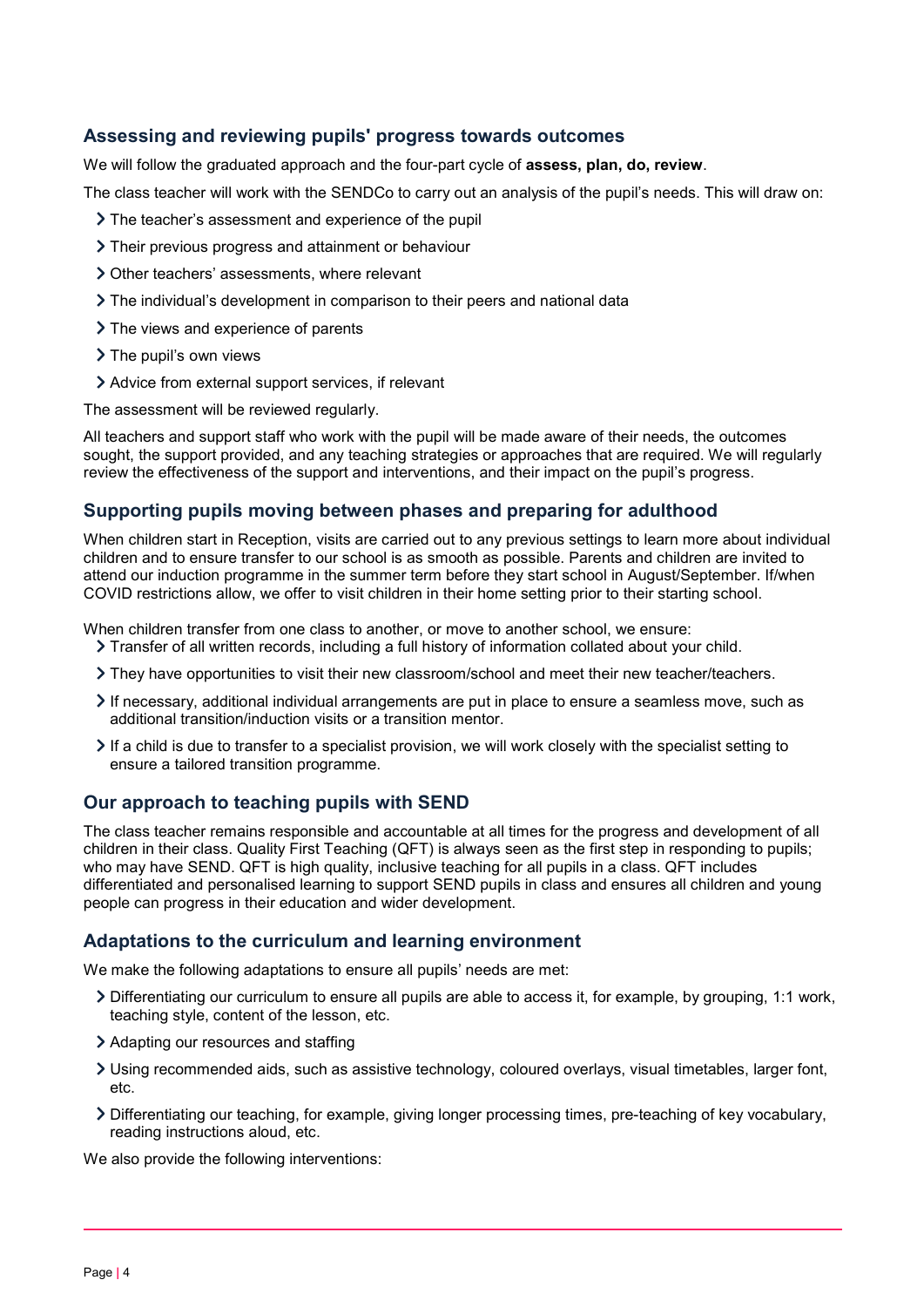## Assessing and reviewing pupils' progress towards outcomes

We will follow the graduated approach and the four-part cycle of **assess, plan, do, review**.

The class teacher will work with the SENDCo to carry out an analysis of the pupil's needs. This will draw on:

- The teacher's assessment and experience of the pupil
- Their previous progress and attainment or behaviour
- Other teachers' assessments, where relevant
- The individual's development in comparison to their peers and national data
- The views and experience of parents
- The pupil's own views
- Advice from external support services, if relevant

The assessment will be reviewed regularly.

All teachers and support staff who work with the pupil will be made aware of their needs, the outcomes sought, the support provided, and any teaching strategies or approaches that are required. We will regularly review the effectiveness of the support and interventions, and their impact on the pupil's progress.

## Supporting pupils moving between phases and preparing for adulthood

When children start in Reception, visits are carried out to any previous settings to learn more about individual children and to ensure transfer to our school is as smooth as possible. Parents and children are invited to attend our induction programme in the summer term before they start school in August/September. If/when COVID restrictions allow, we offer to visit children in their home setting prior to their starting school.

When children transfer from one class to another, or move to another school, we ensure:

- Transfer of all written records, including a full history of information collated about your child.
- They have opportunities to visit their new classroom/school and meet their new teacher/teachers.
- If necessary, additional individual arrangements are put in place to ensure a seamless move, such as additional transition/induction visits or a transition mentor.
- If a child is due to transfer to a specialist provision, we will work closely with the specialist setting to ensure a tailored transition programme.

## Our approach to teaching pupils with SEND

The class teacher remains responsible and accountable at all times for the progress and development of all children in their class. Quality First Teaching (QFT) is always seen as the first step in responding to pupils; who may have SEND. QFT is high quality, inclusive teaching for all pupils in a class. QFT includes differentiated and personalised learning to support SEND pupils in class and ensures all children and young people can progress in their education and wider development.

## Adaptations to the curriculum and learning environment

We make the following adaptations to ensure all pupils' needs are met:

- Differentiating our curriculum to ensure all pupils are able to access it, for example, by grouping, 1:1 work, teaching style, content of the lesson, etc.
- Adapting our resources and staffing
- Using recommended aids, such as assistive technology, coloured overlays, visual timetables, larger font, etc.
- Differentiating our teaching, for example, giving longer processing times, pre-teaching of key vocabulary, reading instructions aloud, etc.

We also provide the following interventions: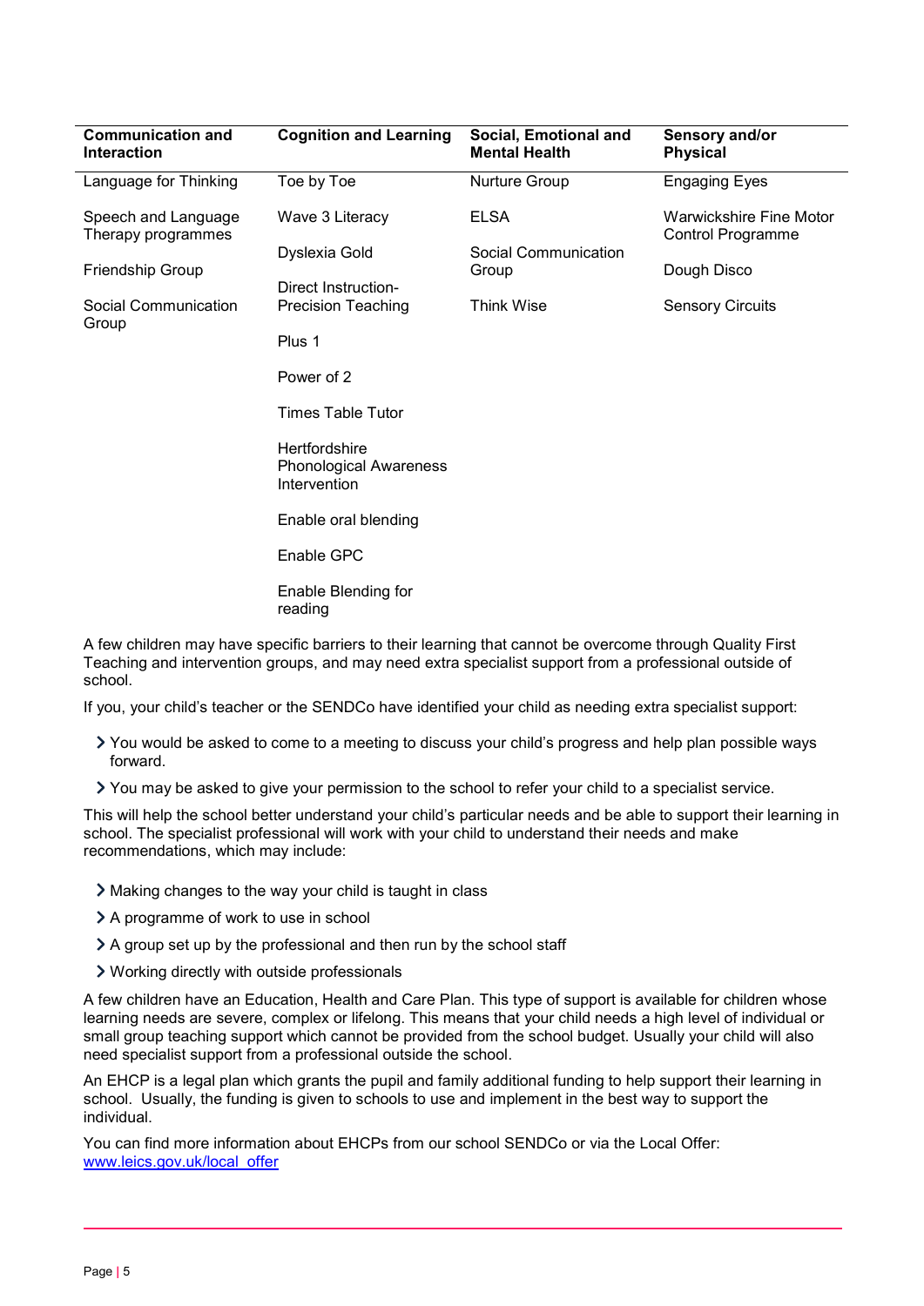| Communication and Interaction | Cognition and Learning | Social, Emotional and Mental Health | Sensory and/or Physical |
|---|---|---|---|
| Language for Thinking | Toe by Toe | Nurture Group | Engaging Eyes |
| Speech and Language Therapy programmes | Wave 3 Literacy | ELSA | Warwickshire Fine Motor Control Programme |
| Friendship Group | Dyslexia Gold | Social Communication Group | Dough Disco |
| Social Communication Group | Direct Instruction-Precision Teaching | Think Wise | Sensory Circuits |
| | Plus 1 | | |
| | Power of 2 | | |
| | Times Table Tutor | | |
| | Hertfordshire Phonological Awareness Intervention | | |
| | Enable oral blending | | |
| | Enable GPC | | |
| | Enable Blending for reading | | |

A few children may have specific barriers to their learning that cannot be overcome through Quality First Teaching and intervention groups, and may need extra specialist support from a professional outside of school.

If you, your child's teacher or the SENDCo have identified your child as needing extra specialist support:

- You would be asked to come to a meeting to discuss your child's progress and help plan possible ways forward.
- You may be asked to give your permission to the school to refer your child to a specialist service.

This will help the school better understand your child's particular needs and be able to support their learning in school. The specialist professional will work with your child to understand their needs and make recommendations, which may include:

- Making changes to the way your child is taught in class
- A programme of work to use in school
- A group set up by the professional and then run by the school staff
- Working directly with outside professionals

A few children have an Education, Health and Care Plan. This type of support is available for children whose learning needs are severe, complex or lifelong. This means that your child needs a high level of individual or small group teaching support which cannot be provided from the school budget. Usually your child will also need specialist support from a professional outside the school.

An EHCP is a legal plan which grants the pupil and family additional funding to help support their learning in school. Usually, the funding is given to schools to use and implement in the best way to support the individual.

You can find more information about EHCPs from our school SENDCo or via the Local Offer: [www.leics.gov.uk/local_offer](http://www.leics.gov.uk/local_offer)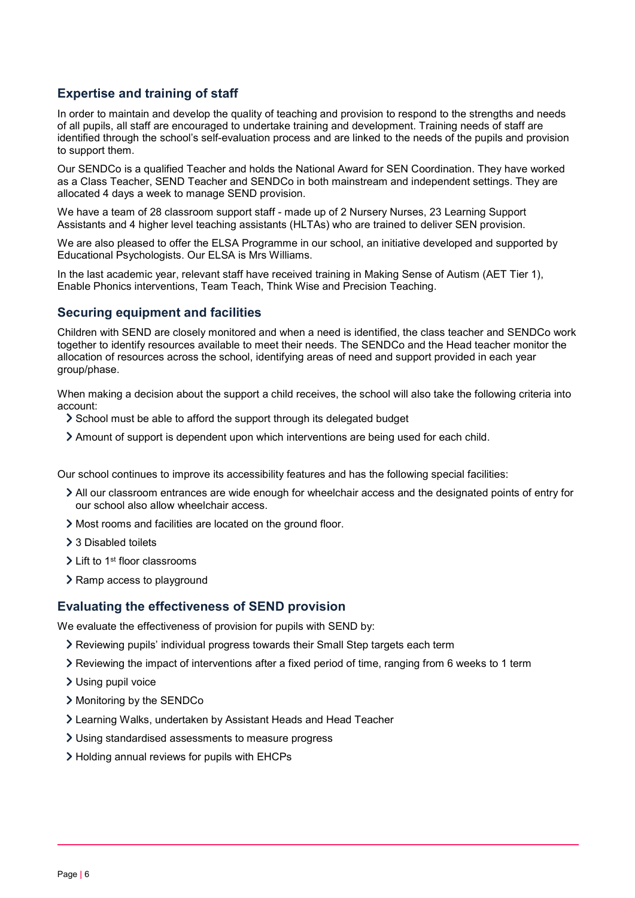## Expertise and training of staff

In order to maintain and develop the quality of teaching and provision to respond to the strengths and needs of all pupils, all staff are encouraged to undertake training and development. Training needs of staff are identified through the school's self-evaluation process and are linked to the needs of the pupils and provision to support them.

Our SENDCo is a qualified Teacher and holds the National Award for SEN Coordination. They have worked as a Class Teacher, SEND Teacher and SENDCo in both mainstream and independent settings. They are allocated 4 days a week to manage SEND provision.

We have a team of 28 classroom support staff - made up of 2 Nursery Nurses, 23 Learning Support Assistants and 4 higher level teaching assistants (HLTAs) who are trained to deliver SEN provision.

We are also pleased to offer the ELSA Programme in our school, an initiative developed and supported by Educational Psychologists. Our ELSA is Mrs Williams.

In the last academic year, relevant staff have received training in Making Sense of Autism (AET Tier 1), Enable Phonics interventions, Team Teach, Think Wise and Precision Teaching.

## Securing equipment and facilities

Children with SEND are closely monitored and when a need is identified, the class teacher and SENDCo work together to identify resources available to meet their needs. The SENDCo and the Head teacher monitor the allocation of resources across the school, identifying areas of need and support provided in each year group/phase.

When making a decision about the support a child receives, the school will also take the following criteria into account:

- School must be able to afford the support through its delegated budget
- Amount of support is dependent upon which interventions are being used for each child.

Our school continues to improve its accessibility features and has the following special facilities:

- All our classroom entrances are wide enough for wheelchair access and the designated points of entry for our school also allow wheelchair access.
- Most rooms and facilities are located on the ground floor.
- 3 Disabled toilets
- Lift to 1st floor classrooms
- Ramp access to playground

## Evaluating the effectiveness of SEND provision

We evaluate the effectiveness of provision for pupils with SEND by:

- Reviewing pupils' individual progress towards their Small Step targets each term
- Reviewing the impact of interventions after a fixed period of time, ranging from 6 weeks to 1 term
- Using pupil voice
- Monitoring by the SENDCo
- Learning Walks, undertaken by Assistant Heads and Head Teacher
- Using standardised assessments to measure progress
- Holding annual reviews for pupils with EHCPs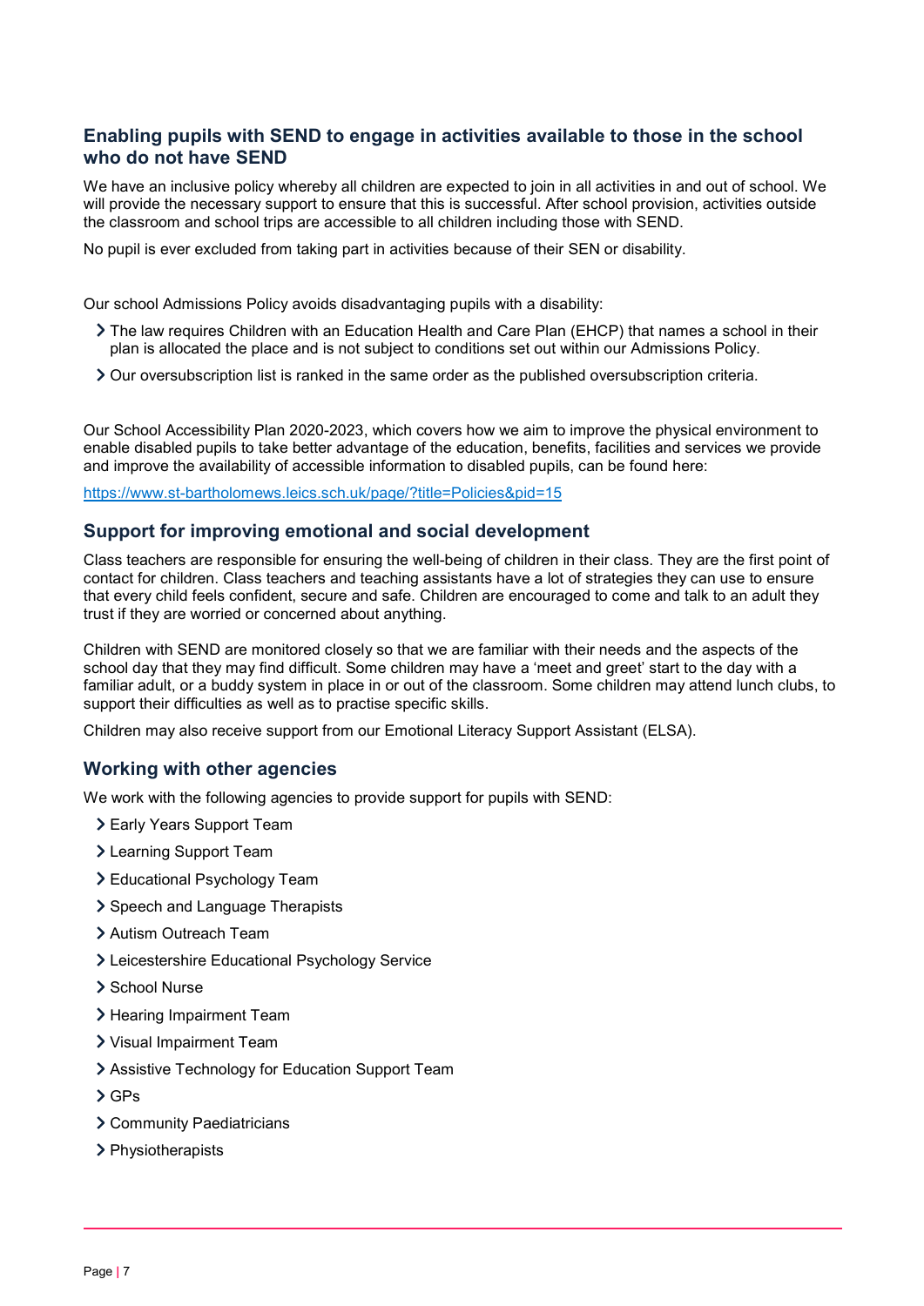## Enabling pupils with SEND to engage in activities available to those in the school who do not have SEND

We have an inclusive policy whereby all children are expected to join in all activities in and out of school. We will provide the necessary support to ensure that this is successful. After school provision, activities outside the classroom and school trips are accessible to all children including those with SEND.

No pupil is ever excluded from taking part in activities because of their SEN or disability.

Our school Admissions Policy avoids disadvantaging pupils with a disability:

- The law requires Children with an Education Health and Care Plan (EHCP) that names a school in their plan is allocated the place and is not subject to conditions set out within our Admissions Policy.
- Our oversubscription list is ranked in the same order as the published oversubscription criteria.

Our School Accessibility Plan 2020-2023, which covers how we aim to improve the physical environment to enable disabled pupils to take better advantage of the education, benefits, facilities and services we provide and improve the availability of accessible information to disabled pupils, can be found here:

[https://www.st-bartholomews.leics.sch.uk/page/?title=Policies&pid=15](https://www.st-bartholomews.leics.sch.uk/page/?title=Policies&pid=15)

## Support for improving emotional and social development

Class teachers are responsible for ensuring the well-being of children in their class. They are the first point of contact for children. Class teachers and teaching assistants have a lot of strategies they can use to ensure that every child feels confident, secure and safe. Children are encouraged to come and talk to an adult they trust if they are worried or concerned about anything.

Children with SEND are monitored closely so that we are familiar with their needs and the aspects of the school day that they may find difficult. Some children may have a 'meet and greet' start to the day with a familiar adult, or a buddy system in place in or out of the classroom. Some children may attend lunch clubs, to support their difficulties as well as to practise specific skills.

Children may also receive support from our Emotional Literacy Support Assistant (ELSA).

## Working with other agencies

We work with the following agencies to provide support for pupils with SEND:

- Early Years Support Team
- Learning Support Team
- Educational Psychology Team
- Speech and Language Therapists
- Autism Outreach Team
- Leicestershire Educational Psychology Service
- School Nurse
- Hearing Impairment Team
- Visual Impairment Team
- Assistive Technology for Education Support Team
- GPs
- Community Paediatricians
- Physiotherapists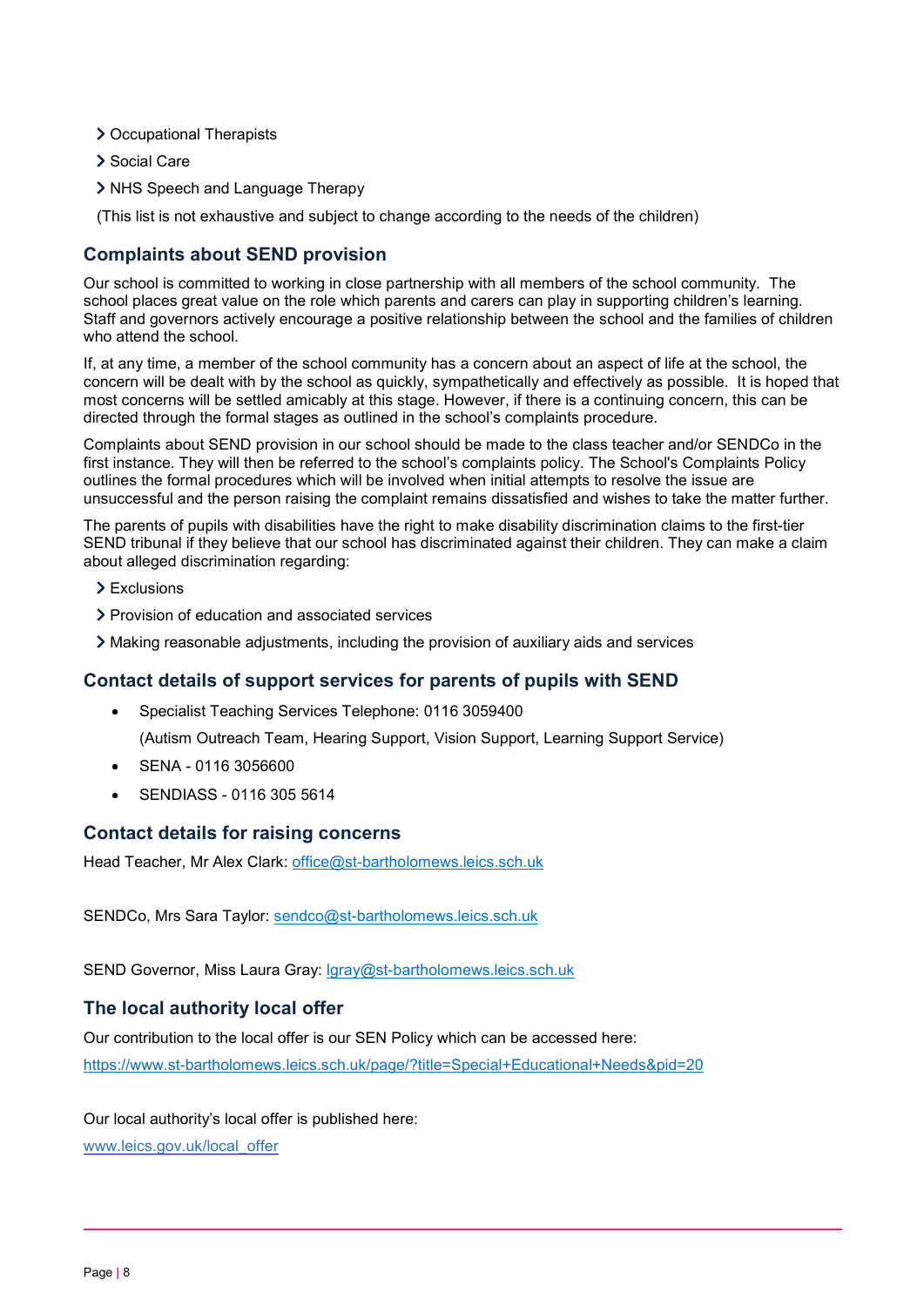- Occupational Therapists
- Social Care
- NHS Speech and Language Therapy

(This list is not exhaustive and subject to change according to the needs of the children)

## Complaints about SEND provision

Our school is committed to working in close partnership with all members of the school community. The school places great value on the role which parents and carers can play in supporting children's learning. Staff and governors actively encourage a positive relationship between the school and the families of children who attend the school.

If, at any time, a member of the school community has a concern about an aspect of life at the school, the concern will be dealt with by the school as quickly, sympathetically and effectively as possible. It is hoped that most concerns will be settled amicably at this stage. However, if there is a continuing concern, this can be directed through the formal stages as outlined in the school's complaints procedure.

Complaints about SEND provision in our school should be made to the class teacher and/or SENDCo in the first instance. They will then be referred to the school's complaints policy. The School's Complaints Policy outlines the formal procedures which will be involved when initial attempts to resolve the issue are unsuccessful and the person raising the complaint remains dissatisfied and wishes to take the matter further.

The parents of pupils with disabilities have the right to make disability discrimination claims to the first-tier SEND tribunal if they believe that our school has discriminated against their children. They can make a claim about alleged discrimination regarding:

- Exclusions
- Provision of education and associated services
- Making reasonable adjustments, including the provision of auxiliary aids and services

## Contact details of support services for parents of pupils with SEND

- Specialist Teaching Services Telephone: 0116 3059400

  (Autism Outreach Team, Hearing Support, Vision Support, Learning Support Service)
- SENA - 0116 3056600
- SENDIASS - 0116 305 5614

## Contact details for raising concerns

Head Teacher, Mr Alex Clark: office@st-bartholomews.leics.sch.uk

SENDCo, Mrs Sara Taylor: sendco@st-bartholomews.leics.sch.uk

SEND Governor, Miss Laura Gray: lgray@st-bartholomews.leics.sch.uk

## The local authority local offer

Our contribution to the local offer is our SEN Policy which can be accessed here:

https://www.st-bartholomews.leics.sch.uk/page/?title=Special+Educational+Needs&pid=20

Our local authority's local offer is published here:

www.leics.gov.uk/local_offer